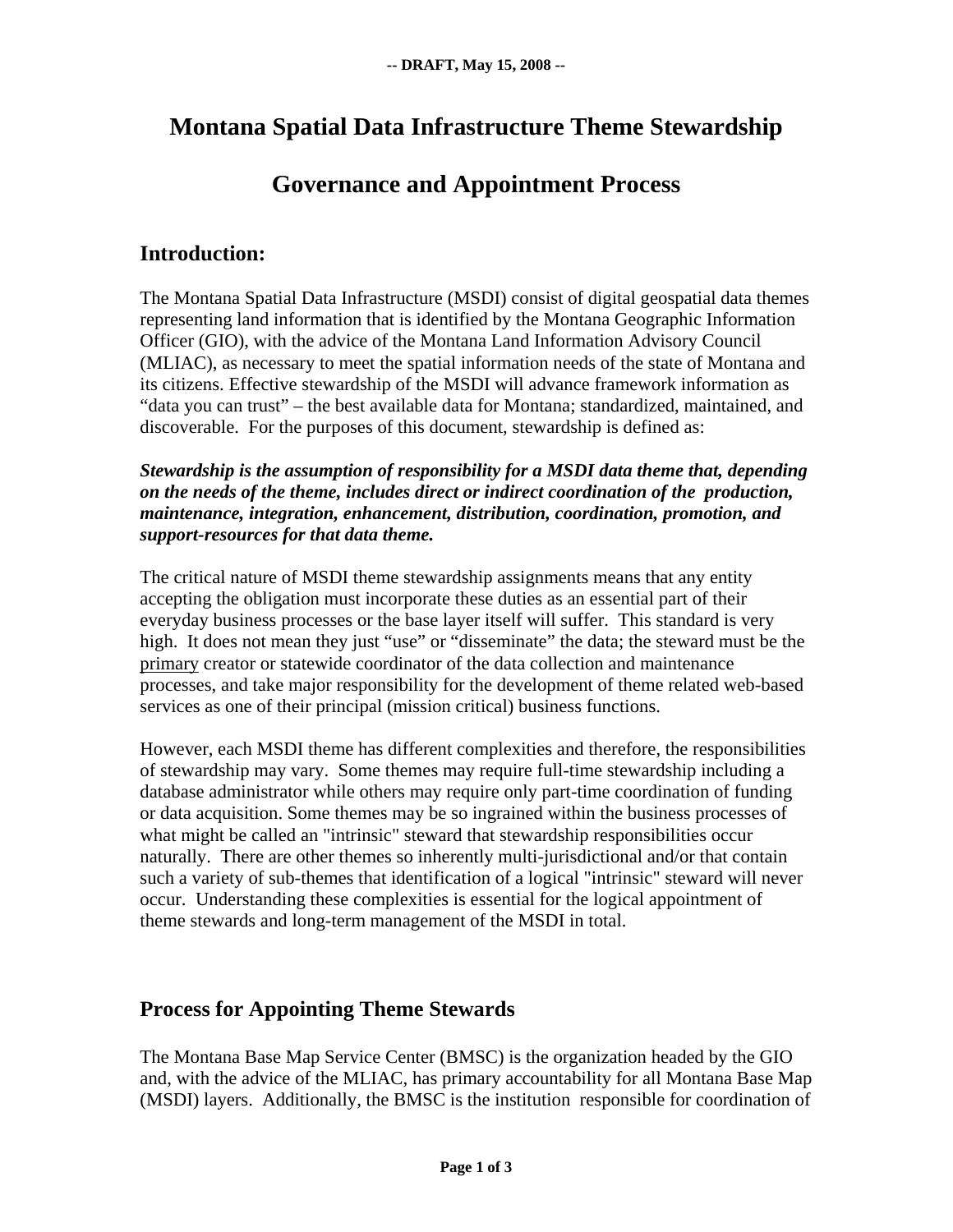-- DRAFT, May 15, 2008 --

# Montana Spatial Data Infrastructure Theme Stewardship

# Governance and Appointment Process

## Introduction:

The Montana Spatial Data Infrastructure (MSDI) consist of digital geospatial data themes representing land information that is identified by the Montana Geographic Information Officer (GIO), with the advice of the Montana Land Information Advisory Council (MLIAC), as necessary to meet the spatial information needs of the state of Montana and its citizens. Effective stewardship of the MSDI will advance framework information as "data you can trust" – the best available data for Montana; standardized, maintained, and discoverable. For the purposes of this document, stewardship is defined as:

***Stewardship is the assumption of responsibility for a MSDI data theme that, depending on the needs of the theme, includes direct or indirect coordination of the production, maintenance, integration, enhancement, distribution, coordination, promotion, and support-resources for that data theme.***

The critical nature of MSDI theme stewardship assignments means that any entity accepting the obligation must incorporate these duties as an essential part of their everyday business processes or the base layer itself will suffer. This standard is very high. It does not mean they just "use" or "disseminate" the data; the steward must be the <u>primary</u> creator or statewide coordinator of the data collection and maintenance processes, and take major responsibility for the development of theme related web-based services as one of their principal (mission critical) business functions.

However, each MSDI theme has different complexities and therefore, the responsibilities of stewardship may vary. Some themes may require full-time stewardship including a database administrator while others may require only part-time coordination of funding or data acquisition. Some themes may be so ingrained within the business processes of what might be called an "intrinsic" steward that stewardship responsibilities occur naturally. There are other themes so inherently multi-jurisdictional and/or that contain such a variety of sub-themes that identification of a logical "intrinsic" steward will never occur. Understanding these complexities is essential for the logical appointment of theme stewards and long-term management of the MSDI in total.

## Process for Appointing Theme Stewards

The Montana Base Map Service Center (BMSC) is the organization headed by the GIO and, with the advice of the MLIAC, has primary accountability for all Montana Base Map (MSDI) layers. Additionally, the BMSC is the institution responsible for coordination of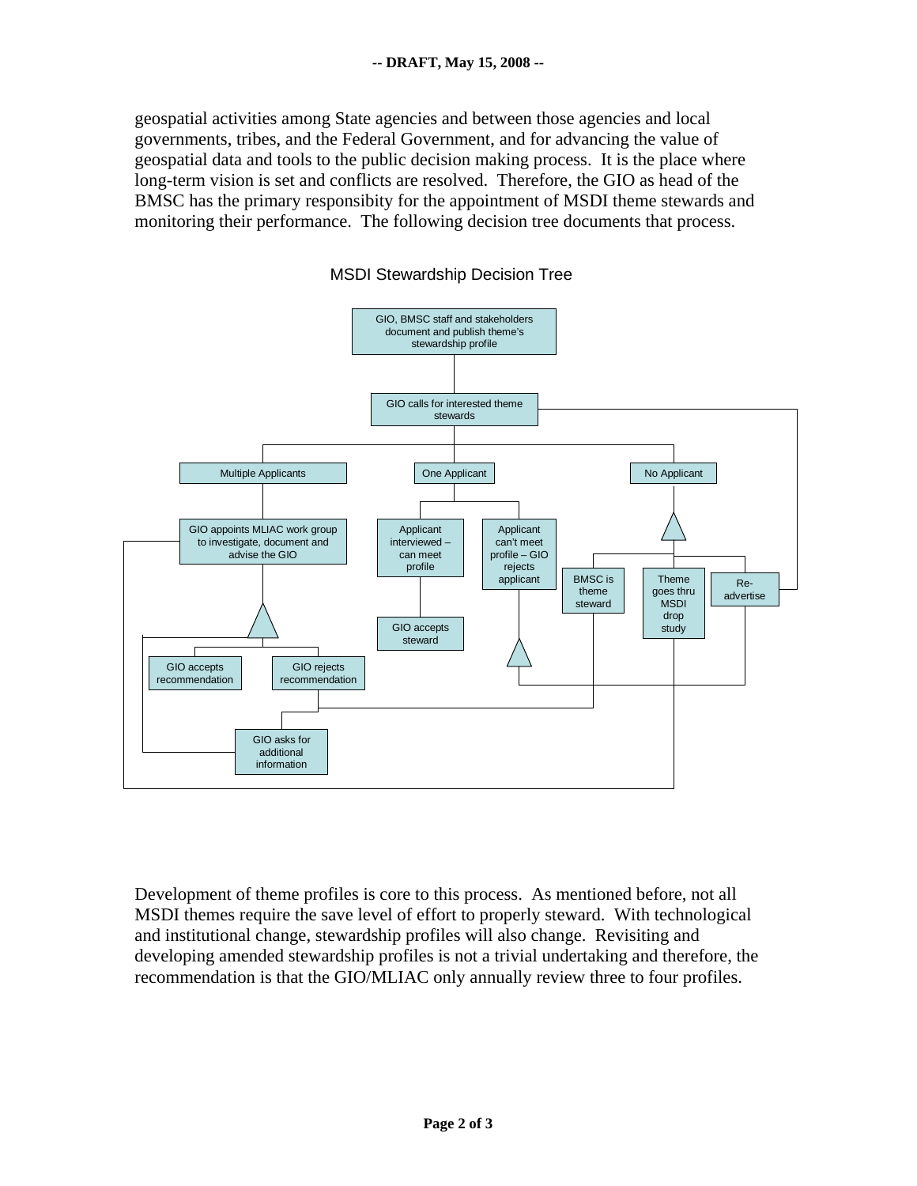geospatial activities among State agencies and between those agencies and local governments, tribes, and the Federal Government, and for advancing the value of geospatial data and tools to the public decision making process. It is the place where long-term vision is set and conflicts are resolved. Therefore, the GIO as head of the BMSC has the primary responsibity for the appointment of MSDI theme stewards and monitoring their performance. The following decision tree documents that process.

MSDI Stewardship Decision Tree

- GIO, BMSC staff and stakeholders document and publish theme's stewardship profile
- GIO calls for interested theme stewards
  - Multiple Applicants
    - GIO appoints MLIAC work group to investigate, document and advise the GIO
      - GIO accepts recommendation
      - GIO rejects recommendation
        - GIO asks for additional information
  - One Applicant
    - Applicant interviewed – can meet profile
      - GIO accepts steward
    - Applicant can't meet profile – GIO rejects applicant
  - No Applicant
    - BMSC is theme steward
    - Theme goes thru MSDI drop study
    - Re-advertise

Development of theme profiles is core to this process. As mentioned before, not all MSDI themes require the save level of effort to properly steward. With technological and institutional change, stewardship profiles will also change. Revisiting and developing amended stewardship profiles is not a trivial undertaking and therefore, the recommendation is that the GIO/MLIAC only annually review three to four profiles.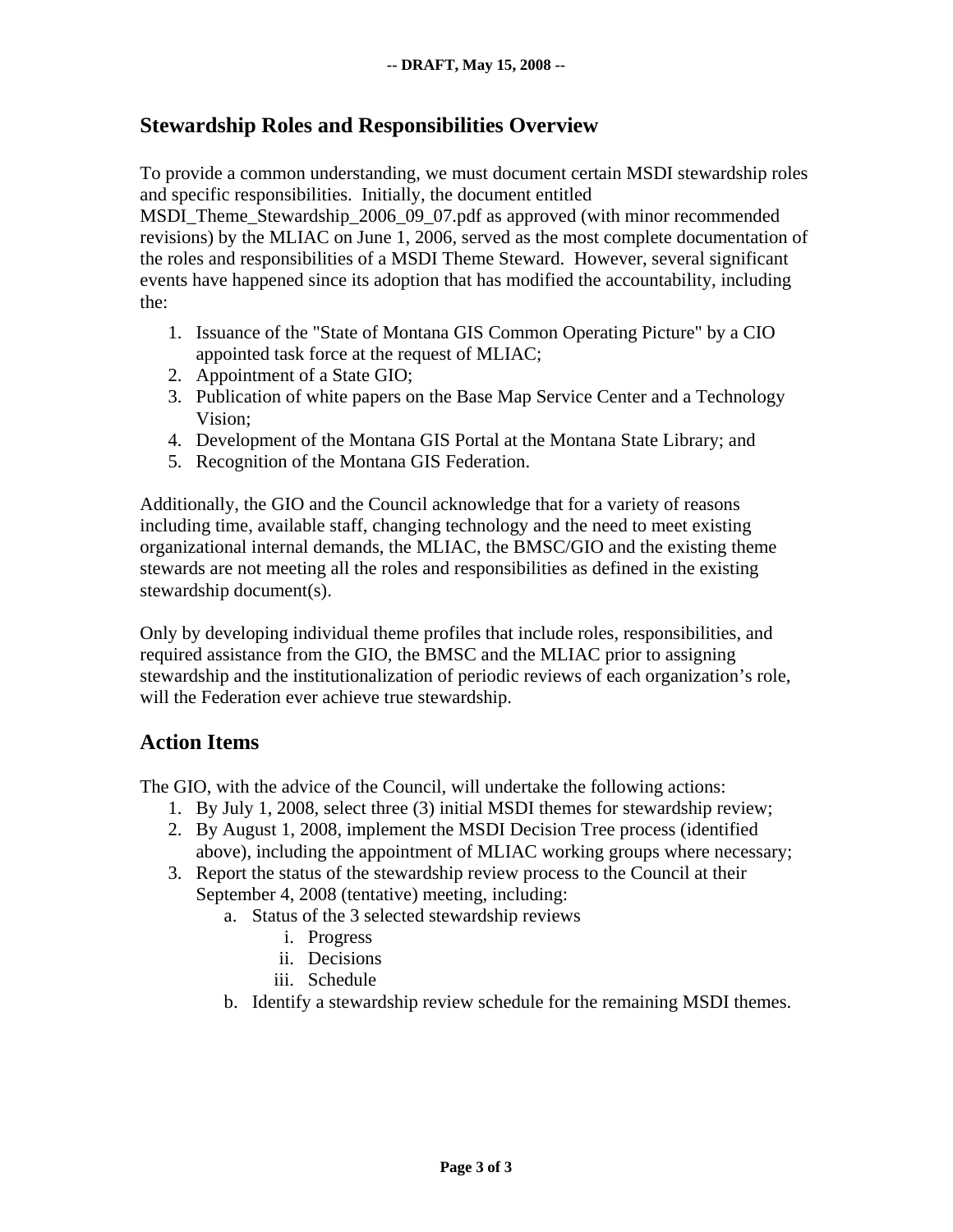## Stewardship Roles and Responsibilities Overview

To provide a common understanding, we must document certain MSDI stewardship roles and specific responsibilities. Initially, the document entitled MSDI_Theme_Stewardship_2006_09_07.pdf as approved (with minor recommended revisions) by the MLIAC on June 1, 2006, served as the most complete documentation of the roles and responsibilities of a MSDI Theme Steward. However, several significant events have happened since its adoption that has modified the accountability, including the:

1. Issuance of the "State of Montana GIS Common Operating Picture" by a CIO appointed task force at the request of MLIAC;
2. Appointment of a State GIO;
3. Publication of white papers on the Base Map Service Center and a Technology Vision;
4. Development of the Montana GIS Portal at the Montana State Library; and
5. Recognition of the Montana GIS Federation.

Additionally, the GIO and the Council acknowledge that for a variety of reasons including time, available staff, changing technology and the need to meet existing organizational internal demands, the MLIAC, the BMSC/GIO and the existing theme stewards are not meeting all the roles and responsibilities as defined in the existing stewardship document(s).

Only by developing individual theme profiles that include roles, responsibilities, and required assistance from the GIO, the BMSC and the MLIAC prior to assigning stewardship and the institutionalization of periodic reviews of each organization's role, will the Federation ever achieve true stewardship.

## Action Items

The GIO, with the advice of the Council, will undertake the following actions:

1. By July 1, 2008, select three (3) initial MSDI themes for stewardship review;
2. By August 1, 2008, implement the MSDI Decision Tree process (identified above), including the appointment of MLIAC working groups where necessary;
3. Report the status of the stewardship review process to the Council at their September 4, 2008 (tentative) meeting, including:
   a. Status of the 3 selected stewardship reviews
      i. Progress
      ii. Decisions
      iii. Schedule
   b. Identify a stewardship review schedule for the remaining MSDI themes.